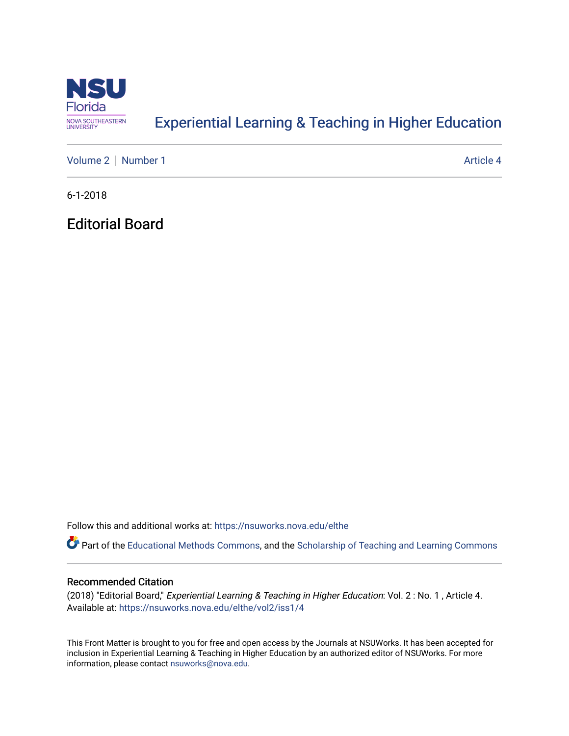Experiential Learning & Teaching in Higher Education

Volume 2 | Number 1 Article 4

6-1-2018

# Editorial Board

Follow this and additional works at: https://nsuworks.nova.edu/elthe

Part of the Educational Methods Commons, and the Scholarship of Teaching and Learning Commons

## Recommended Citation

(2018) "Editorial Board," *Experiential Learning & Teaching in Higher Education*: Vol. 2 : No. 1 , Article 4.
Available at: https://nsuworks.nova.edu/elthe/vol2/iss1/4

This Front Matter is brought to you for free and open access by the Journals at NSUWorks. It has been accepted for inclusion in Experiential Learning & Teaching in Higher Education by an authorized editor of NSUWorks. For more information, please contact nsuworks@nova.edu.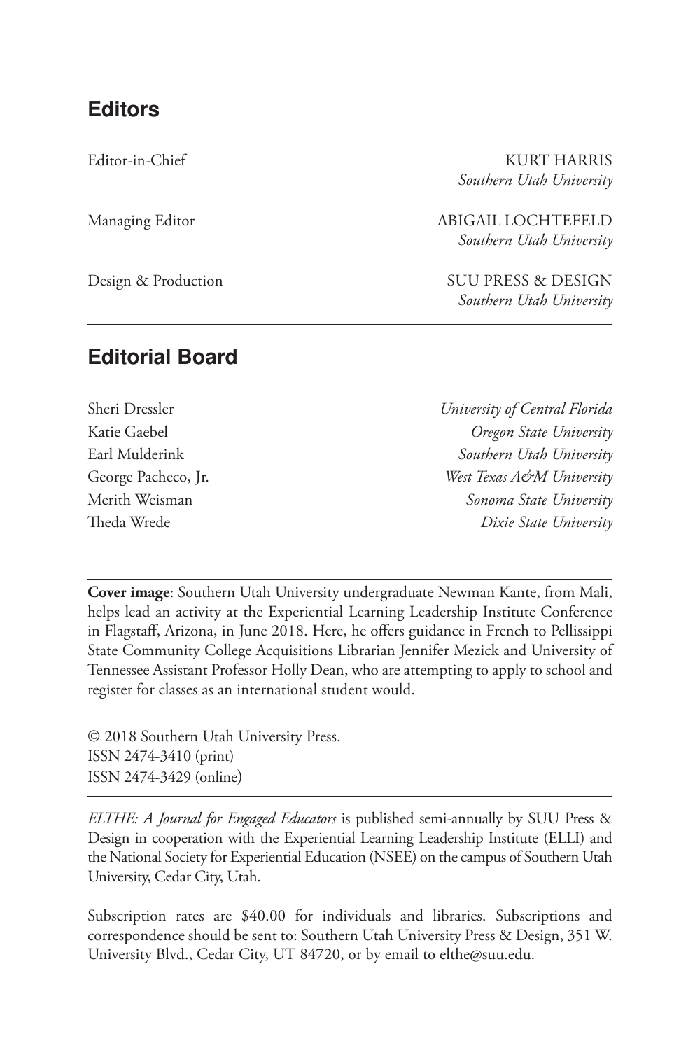## Editors

| | |
|---|---|
| Editor-in-Chief | KURT HARRIS<br>*Southern Utah University* |
| Managing Editor | ABIGAIL LOCHTEFELD<br>*Southern Utah University* |
| Design & Production | SUU PRESS & DESIGN<br>*Southern Utah University* |

---

## Editorial Board

| | |
|---|---|
| Sheri Dressler | *University of Central Florida* |
| Katie Gaebel | *Oregon State University* |
| Earl Mulderink | *Southern Utah University* |
| George Pacheco, Jr. | *West Texas A&M University* |
| Merith Weisman | *Sonoma State University* |
| Theda Wrede | *Dixie State University* |

---

**Cover image**: Southern Utah University undergraduate Newman Kante, from Mali, helps lead an activity at the Experiential Learning Leadership Institute Conference in Flagstaff, Arizona, in June 2018. Here, he offers guidance in French to Pellissippi State Community College Acquisitions Librarian Jennifer Mezick and University of Tennessee Assistant Professor Holly Dean, who are attempting to apply to school and register for classes as an international student would.

© 2018 Southern Utah University Press.
ISSN 2474-3410 (print)
ISSN 2474-3429 (online)

---

*ELTHE: A Journal for Engaged Educators* is published semi-annually by SUU Press & Design in cooperation with the Experiential Learning Leadership Institute (ELLI) and the National Society for Experiential Education (NSEE) on the campus of Southern Utah University, Cedar City, Utah.

Subscription rates are $40.00 for individuals and libraries. Subscriptions and correspondence should be sent to: Southern Utah University Press & Design, 351 W. University Blvd., Cedar City, UT 84720, or by email to elthe@suu.edu.